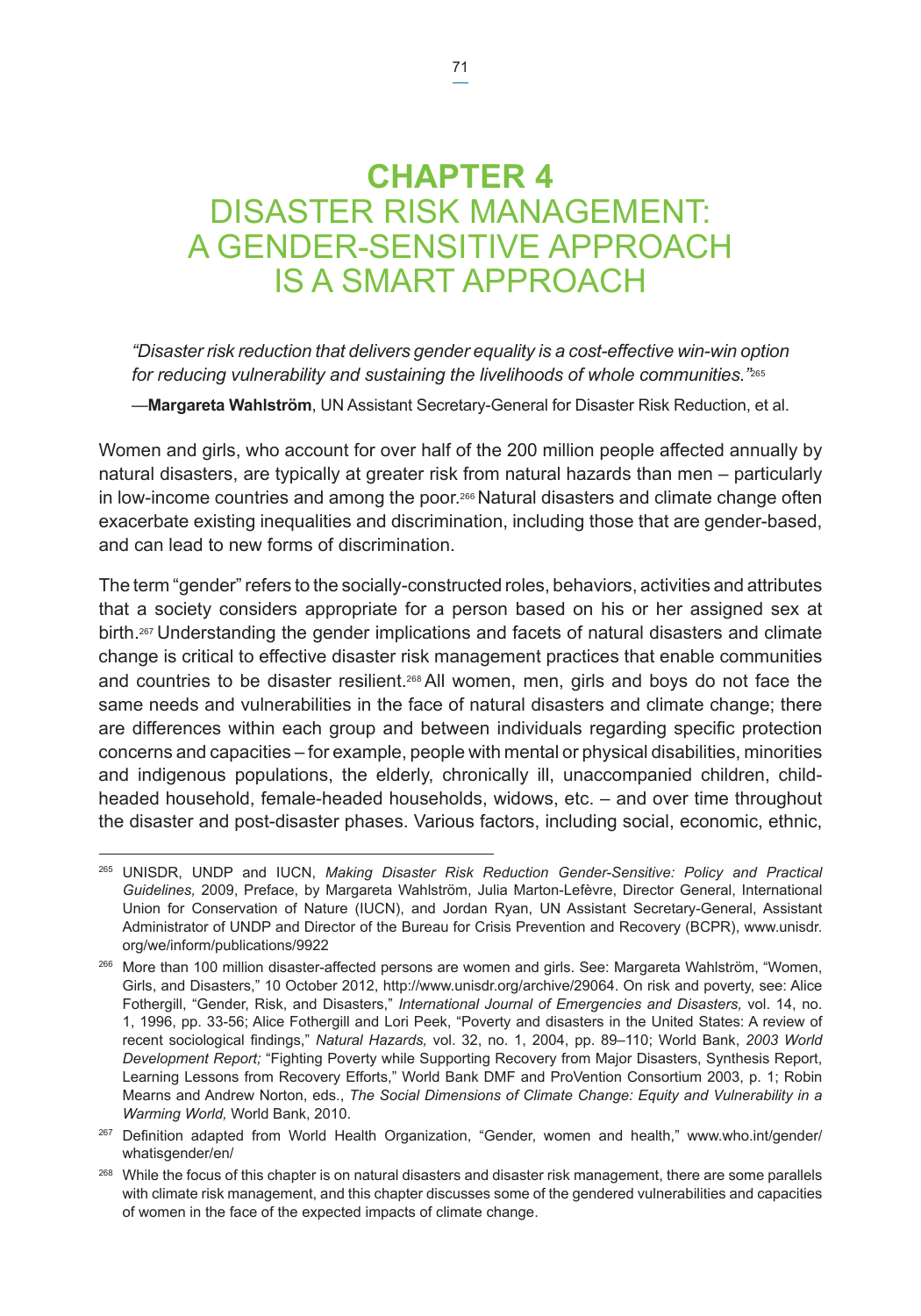# CHAPTER 4
# DISASTER RISK MANAGEMENT: A GENDER-SENSITIVE APPROACH IS A SMART APPROACH

*"Disaster risk reduction that delivers gender equality is a cost-effective win-win option for reducing vulnerability and sustaining the livelihoods of whole communities."*[265]

—**Margareta Wahlström**, UN Assistant Secretary-General for Disaster Risk Reduction, et al.

Women and girls, who account for over half of the 200 million people affected annually by natural disasters, are typically at greater risk from natural hazards than men – particularly in low-income countries and among the poor.[266] Natural disasters and climate change often exacerbate existing inequalities and discrimination, including those that are gender-based, and can lead to new forms of discrimination.

The term "gender" refers to the socially-constructed roles, behaviors, activities and attributes that a society considers appropriate for a person based on his or her assigned sex at birth.[267] Understanding the gender implications and facets of natural disasters and climate change is critical to effective disaster risk management practices that enable communities and countries to be disaster resilient.[268] All women, men, girls and boys do not face the same needs and vulnerabilities in the face of natural disasters and climate change; there are differences within each group and between individuals regarding specific protection concerns and capacities – for example, people with mental or physical disabilities, minorities and indigenous populations, the elderly, chronically ill, unaccompanied children, child-headed household, female-headed households, widows, etc. – and over time throughout the disaster and post-disaster phases. Various factors, including social, economic, ethnic,

---

[265] UNISDR, UNDP and IUCN, *Making Disaster Risk Reduction Gender-Sensitive: Policy and Practical Guidelines,* 2009, Preface, by Margareta Wahlström, Julia Marton-Lefèvre, Director General, International Union for Conservation of Nature (IUCN), and Jordan Ryan, UN Assistant Secretary-General, Assistant Administrator of UNDP and Director of the Bureau for Crisis Prevention and Recovery (BCPR), www.unisdr.org/we/inform/publications/9922

[266] More than 100 million disaster-affected persons are women and girls. See: Margareta Wahlström, "Women, Girls, and Disasters," 10 October 2012, http://www.unisdr.org/archive/29064. On risk and poverty, see: Alice Fothergill, "Gender, Risk, and Disasters," *International Journal of Emergencies and Disasters,* vol. 14, no. 1, 1996, pp. 33-56; Alice Fothergill and Lori Peek, "Poverty and disasters in the United States: A review of recent sociological findings," *Natural Hazards,* vol. 32, no. 1, 2004, pp. 89–110; World Bank, *2003 World Development Report;* "Fighting Poverty while Supporting Recovery from Major Disasters, Synthesis Report, Learning Lessons from Recovery Efforts," World Bank DMF and ProVention Consortium 2003, p. 1; Robin Mearns and Andrew Norton, eds., *The Social Dimensions of Climate Change: Equity and Vulnerability in a Warming World,* World Bank, 2010.

[267] Definition adapted from World Health Organization, "Gender, women and health," www.who.int/gender/whatisgender/en/

[268] While the focus of this chapter is on natural disasters and disaster risk management, there are some parallels with climate risk management, and this chapter discusses some of the gendered vulnerabilities and capacities of women in the face of the expected impacts of climate change.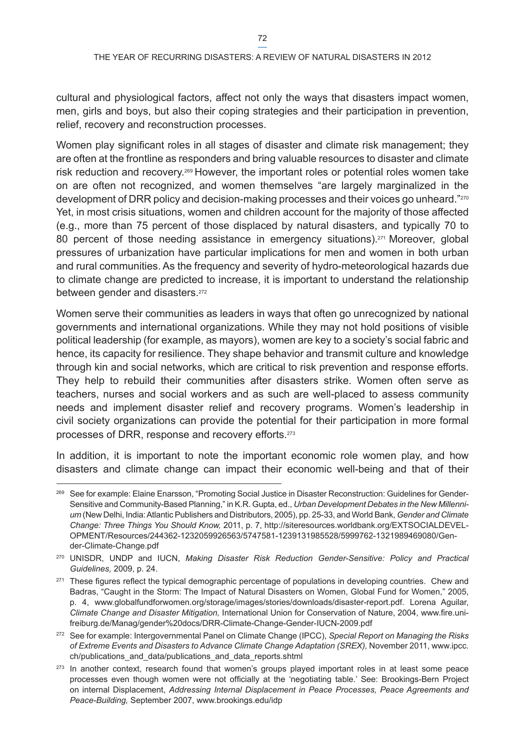cultural and physiological factors, affect not only the ways that disasters impact women, men, girls and boys, but also their coping strategies and their participation in prevention, relief, recovery and reconstruction processes.

Women play significant roles in all stages of disaster and climate risk management; they are often at the frontline as responders and bring valuable resources to disaster and climate risk reduction and recovery.[269] However, the important roles or potential roles women take on are often not recognized, and women themselves "are largely marginalized in the development of DRR policy and decision-making processes and their voices go unheard."[270] Yet, in most crisis situations, women and children account for the majority of those affected (e.g., more than 75 percent of those displaced by natural disasters, and typically 70 to 80 percent of those needing assistance in emergency situations).[271] Moreover, global pressures of urbanization have particular implications for men and women in both urban and rural communities. As the frequency and severity of hydro-meteorological hazards due to climate change are predicted to increase, it is important to understand the relationship between gender and disasters.[272]

Women serve their communities as leaders in ways that often go unrecognized by national governments and international organizations. While they may not hold positions of visible political leadership (for example, as mayors), women are key to a society's social fabric and hence, its capacity for resilience. They shape behavior and transmit culture and knowledge through kin and social networks, which are critical to risk prevention and response efforts. They help to rebuild their communities after disasters strike. Women often serve as teachers, nurses and social workers and as such are well-placed to assess community needs and implement disaster relief and recovery programs. Women's leadership in civil society organizations can provide the potential for their participation in more formal processes of DRR, response and recovery efforts.[273]

In addition, it is important to note the important economic role women play, and how disasters and climate change can impact their economic well-being and that of their

---

[269] See for example: Elaine Enarsson, "Promoting Social Justice in Disaster Reconstruction: Guidelines for Gender-Sensitive and Community-Based Planning," in K.R. Gupta, ed., *Urban Development Debates in the New Millennium* (New Delhi, India: Atlantic Publishers and Distributors, 2005), pp. 25-33, and World Bank, *Gender and Climate Change: Three Things You Should Know,* 2011, p. 7, http://siteresources.worldbank.org/EXTSOCIALDEVELOPMENT/Resources/244362-1232059926563/5747581-1239131985528/5999762-1321989469080/Gender-Climate-Change.pdf

[270] UNISDR, UNDP and IUCN, *Making Disaster Risk Reduction Gender-Sensitive: Policy and Practical Guidelines,* 2009, p. 24.

[271] These figures reflect the typical demographic percentage of populations in developing countries. Chew and Badras, "Caught in the Storm: The Impact of Natural Disasters on Women, Global Fund for Women," 2005, p. 4, www.globalfundforwomen.org/storage/images/stories/downloads/disaster-report.pdf. Lorena Aguilar, *Climate Change and Disaster Mitigation,* International Union for Conservation of Nature, 2004, www.fire.uni-freiburg.de/Manag/gender%20docs/DRR-Climate-Change-Gender-IUCN-2009.pdf

[272] See for example: Intergovernmental Panel on Climate Change (IPCC), *Special Report on Managing the Risks of Extreme Events and Disasters to Advance Climate Change Adaptation (SREX),* November 2011, www.ipcc.ch/publications_and_data/publications_and_data_reports.shtml

[273] In another context, research found that women's groups played important roles in at least some peace processes even though women were not officially at the 'negotiating table.' See: Brookings-Bern Project on internal Displacement, *Addressing Internal Displacement in Peace Processes, Peace Agreements and Peace-Building,* September 2007, www.brookings.edu/idp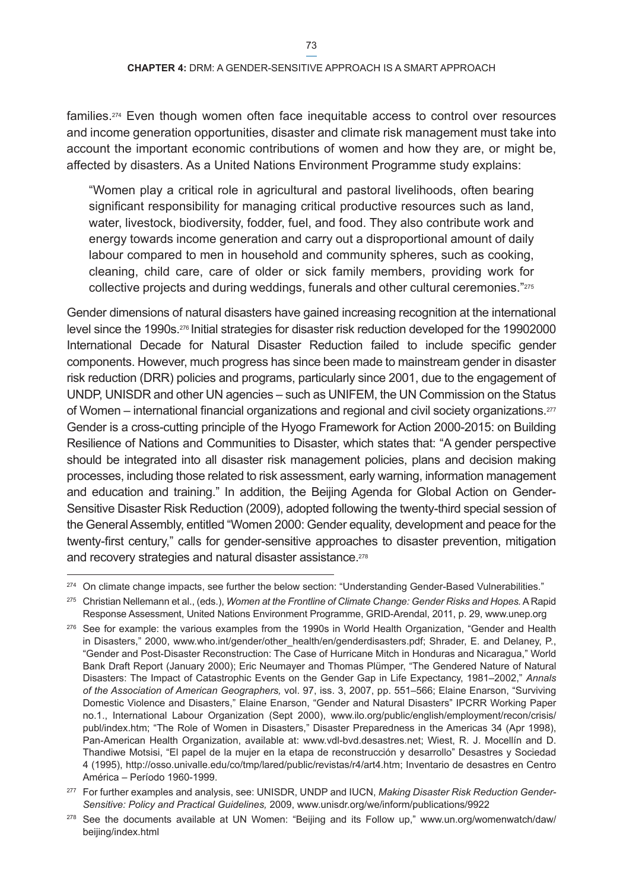families.[274] Even though women often face inequitable access to control over resources and income generation opportunities, disaster and climate risk management must take into account the important economic contributions of women and how they are, or might be, affected by disasters. As a United Nations Environment Programme study explains:

> "Women play a critical role in agricultural and pastoral livelihoods, often bearing significant responsibility for managing critical productive resources such as land, water, livestock, biodiversity, fodder, fuel, and food. They also contribute work and energy towards income generation and carry out a disproportional amount of daily labour compared to men in household and community spheres, such as cooking, cleaning, child care, care of older or sick family members, providing work for collective projects and during weddings, funerals and other cultural ceremonies."[275]

Gender dimensions of natural disasters have gained increasing recognition at the international level since the 1990s.[276] Initial strategies for disaster risk reduction developed for the 19902000 International Decade for Natural Disaster Reduction failed to include specific gender components. However, much progress has since been made to mainstream gender in disaster risk reduction (DRR) policies and programs, particularly since 2001, due to the engagement of UNDP, UNISDR and other UN agencies – such as UNIFEM, the UN Commission on the Status of Women – international financial organizations and regional and civil society organizations.[277] Gender is a cross-cutting principle of the Hyogo Framework for Action 2000-2015: on Building Resilience of Nations and Communities to Disaster, which states that: "A gender perspective should be integrated into all disaster risk management policies, plans and decision making processes, including those related to risk assessment, early warning, information management and education and training." In addition, the Beijing Agenda for Global Action on Gender-Sensitive Disaster Risk Reduction (2009), adopted following the twenty-third special session of the General Assembly, entitled "Women 2000: Gender equality, development and peace for the twenty-first century," calls for gender-sensitive approaches to disaster prevention, mitigation and recovery strategies and natural disaster assistance.[278]

---

[274] On climate change impacts, see further the below section: "Understanding Gender-Based Vulnerabilities."

[275] Christian Nellemann et al., (eds.), *Women at the Frontline of Climate Change: Gender Risks and Hopes.* A Rapid Response Assessment, United Nations Environment Programme, GRID-Arendal, 2011, p. 29, www.unep.org

[276] See for example: the various examples from the 1990s in World Health Organization, "Gender and Health in Disasters," 2000, www.who.int/gender/other_health/en/genderdisasters.pdf; Shrader, E. and Delaney, P., "Gender and Post-Disaster Reconstruction: The Case of Hurricane Mitch in Honduras and Nicaragua," World Bank Draft Report (January 2000); Eric Neumayer and Thomas Plümper, "The Gendered Nature of Natural Disasters: The Impact of Catastrophic Events on the Gender Gap in Life Expectancy, 1981–2002," *Annals of the Association of American Geographers,* vol. 97, iss. 3, 2007, pp. 551–566; Elaine Enarson, "Surviving Domestic Violence and Disasters," Elaine Enarson, "Gender and Natural Disasters" IPCRR Working Paper no.1., International Labour Organization (Sept 2000), www.ilo.org/public/english/employment/recon/crisis/publ/index.htm; "The Role of Women in Disasters," Disaster Preparedness in the Americas 34 (Apr 1998), Pan-American Health Organization, available at: www.vdl-bvd.desastres.net; Wiest, R. J. Mocellín and D. Thandiwe Motsisi, "El papel de la mujer en la etapa de reconstrucción y desarrollo" Desastres y Sociedad 4 (1995), http://osso.univalle.edu/co/tmp/lared/public/revistas/r4/art4.htm; Inventario de desastres en Centro América – Período 1960-1999.

[277] For further examples and analysis, see: UNISDR, UNDP and IUCN, *Making Disaster Risk Reduction Gender-Sensitive: Policy and Practical Guidelines,* 2009, www.unisdr.org/we/inform/publications/9922

[278] See the documents available at UN Women: "Beijing and its Follow up," www.un.org/womenwatch/daw/beijing/index.html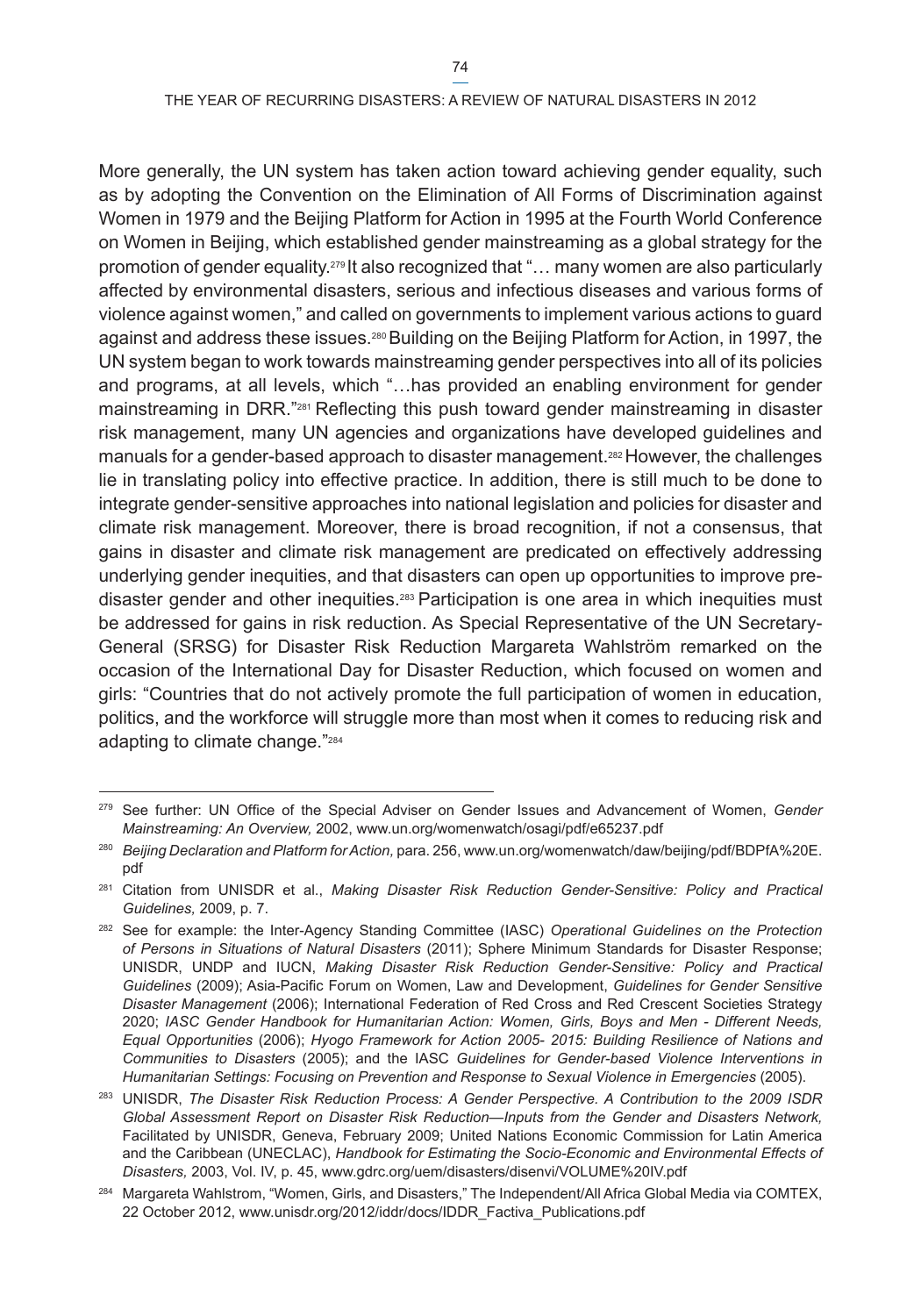More generally, the UN system has taken action toward achieving gender equality, such as by adopting the Convention on the Elimination of All Forms of Discrimination against Women in 1979 and the Beijing Platform for Action in 1995 at the Fourth World Conference on Women in Beijing, which established gender mainstreaming as a global strategy for the promotion of gender equality.[279] It also recognized that "… many women are also particularly affected by environmental disasters, serious and infectious diseases and various forms of violence against women," and called on governments to implement various actions to guard against and address these issues.[280] Building on the Beijing Platform for Action, in 1997, the UN system began to work towards mainstreaming gender perspectives into all of its policies and programs, at all levels, which "…has provided an enabling environment for gender mainstreaming in DRR."[281] Reflecting this push toward gender mainstreaming in disaster risk management, many UN agencies and organizations have developed guidelines and manuals for a gender-based approach to disaster management.[282] However, the challenges lie in translating policy into effective practice. In addition, there is still much to be done to integrate gender-sensitive approaches into national legislation and policies for disaster and climate risk management. Moreover, there is broad recognition, if not a consensus, that gains in disaster and climate risk management are predicated on effectively addressing underlying gender inequities, and that disasters can open up opportunities to improve pre-disaster gender and other inequities.[283] Participation is one area in which inequities must be addressed for gains in risk reduction. As Special Representative of the UN Secretary-General (SRSG) for Disaster Risk Reduction Margareta Wahlström remarked on the occasion of the International Day for Disaster Reduction, which focused on women and girls: "Countries that do not actively promote the full participation of women in education, politics, and the workforce will struggle more than most when it comes to reducing risk and adapting to climate change."[284]

---

[279] See further: UN Office of the Special Adviser on Gender Issues and Advancement of Women, *Gender Mainstreaming: An Overview,* 2002, www.un.org/womenwatch/osagi/pdf/e65237.pdf

[280] *Beijing Declaration and Platform for Action,* para. 256, www.un.org/womenwatch/daw/beijing/pdf/BDPfA%20E.pdf

[281] Citation from UNISDR et al., *Making Disaster Risk Reduction Gender-Sensitive: Policy and Practical Guidelines,* 2009, p. 7.

[282] See for example: the Inter-Agency Standing Committee (IASC) *Operational Guidelines on the Protection of Persons in Situations of Natural Disasters* (2011); Sphere Minimum Standards for Disaster Response; UNISDR, UNDP and IUCN, *Making Disaster Risk Reduction Gender-Sensitive: Policy and Practical Guidelines* (2009); Asia-Pacific Forum on Women, Law and Development, *Guidelines for Gender Sensitive Disaster Management* (2006); International Federation of Red Cross and Red Crescent Societies Strategy 2020; *IASC Gender Handbook for Humanitarian Action: Women, Girls, Boys and Men - Different Needs, Equal Opportunities* (2006); *Hyogo Framework for Action 2005- 2015: Building Resilience of Nations and Communities to Disasters* (2005); and the IASC *Guidelines for Gender-based Violence Interventions in Humanitarian Settings: Focusing on Prevention and Response to Sexual Violence in Emergencies* (2005).

[283] UNISDR, *The Disaster Risk Reduction Process: A Gender Perspective. A Contribution to the 2009 ISDR Global Assessment Report on Disaster Risk Reduction—Inputs from the Gender and Disasters Network,* Facilitated by UNISDR, Geneva, February 2009; United Nations Economic Commission for Latin America and the Caribbean (UNECLAC), *Handbook for Estimating the Socio-Economic and Environmental Effects of Disasters,* 2003, Vol. IV, p. 45, www.gdrc.org/uem/disasters/disenvi/VOLUME%20IV.pdf

[284] Margareta Wahlstrom, "Women, Girls, and Disasters," The Independent/All Africa Global Media via COMTEX, 22 October 2012, www.unisdr.org/2012/iddr/docs/IDDR_Factiva_Publications.pdf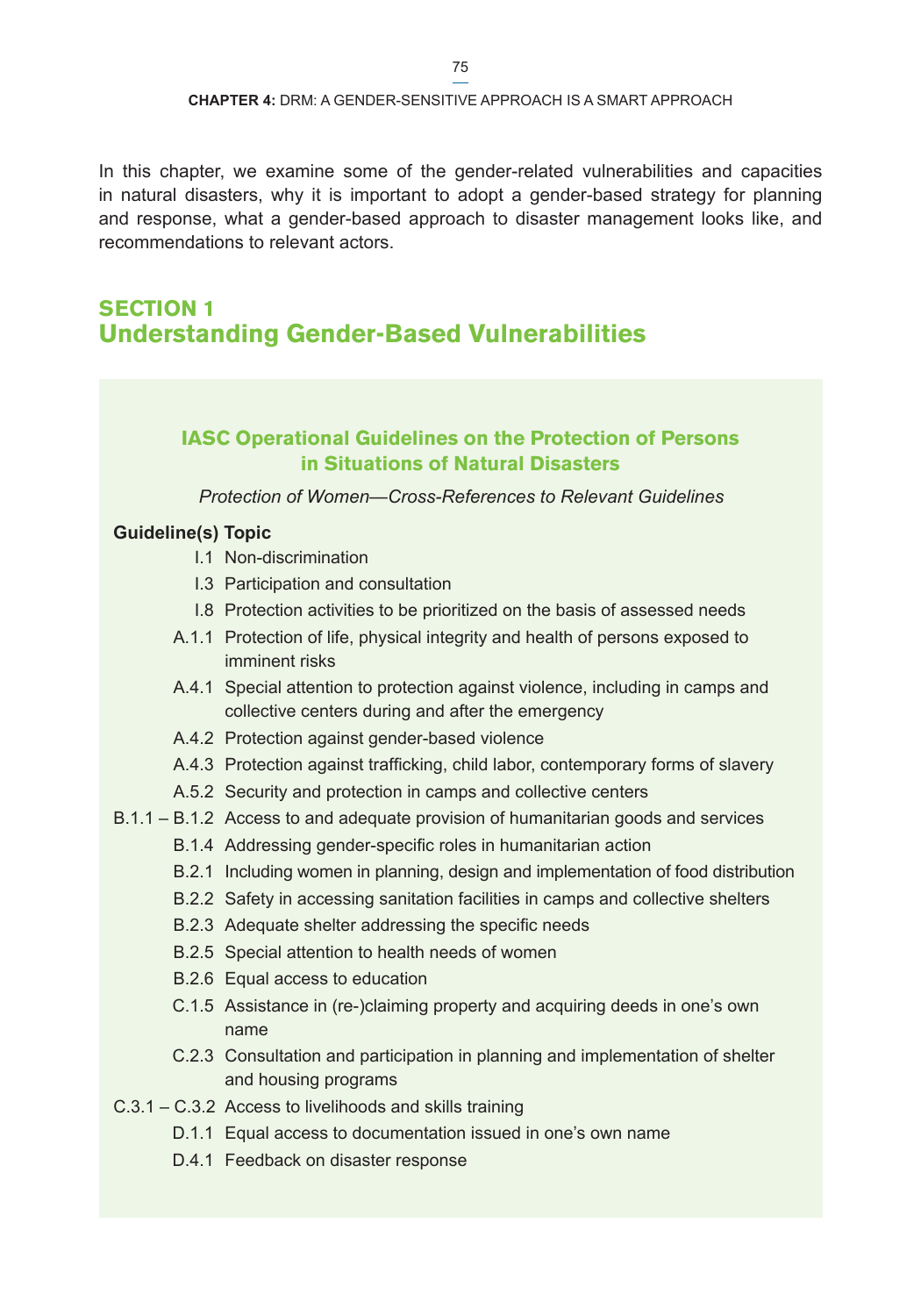In this chapter, we examine some of the gender-related vulnerabilities and capacities in natural disasters, why it is important to adopt a gender-based strategy for planning and response, what a gender-based approach to disaster management looks like, and recommendations to relevant actors.

## SECTION 1
## Understanding Gender-Based Vulnerabilities

### IASC Operational Guidelines on the Protection of Persons in Situations of Natural Disasters

*Protection of Women—Cross-References to Relevant Guidelines*

| Guideline(s) | Topic |
|---|---|
| I.1 | Non-discrimination |
| I.3 | Participation and consultation |
| I.8 | Protection activities to be prioritized on the basis of assessed needs |
| A.1.1 | Protection of life, physical integrity and health of persons exposed to imminent risks |
| A.4.1 | Special attention to protection against violence, including in camps and collective centers during and after the emergency |
| A.4.2 | Protection against gender-based violence |
| A.4.3 | Protection against trafficking, child labor, contemporary forms of slavery |
| A.5.2 | Security and protection in camps and collective centers |
| B.1.1 – B.1.2 | Access to and adequate provision of humanitarian goods and services |
| B.1.4 | Addressing gender-specific roles in humanitarian action |
| B.2.1 | Including women in planning, design and implementation of food distribution |
| B.2.2 | Safety in accessing sanitation facilities in camps and collective shelters |
| B.2.3 | Adequate shelter addressing the specific needs |
| B.2.5 | Special attention to health needs of women |
| B.2.6 | Equal access to education |
| C.1.5 | Assistance in (re-)claiming property and acquiring deeds in one's own name |
| C.2.3 | Consultation and participation in planning and implementation of shelter and housing programs |
| C.3.1 – C.3.2 | Access to livelihoods and skills training |
| D.1.1 | Equal access to documentation issued in one's own name |
| D.4.1 | Feedback on disaster response |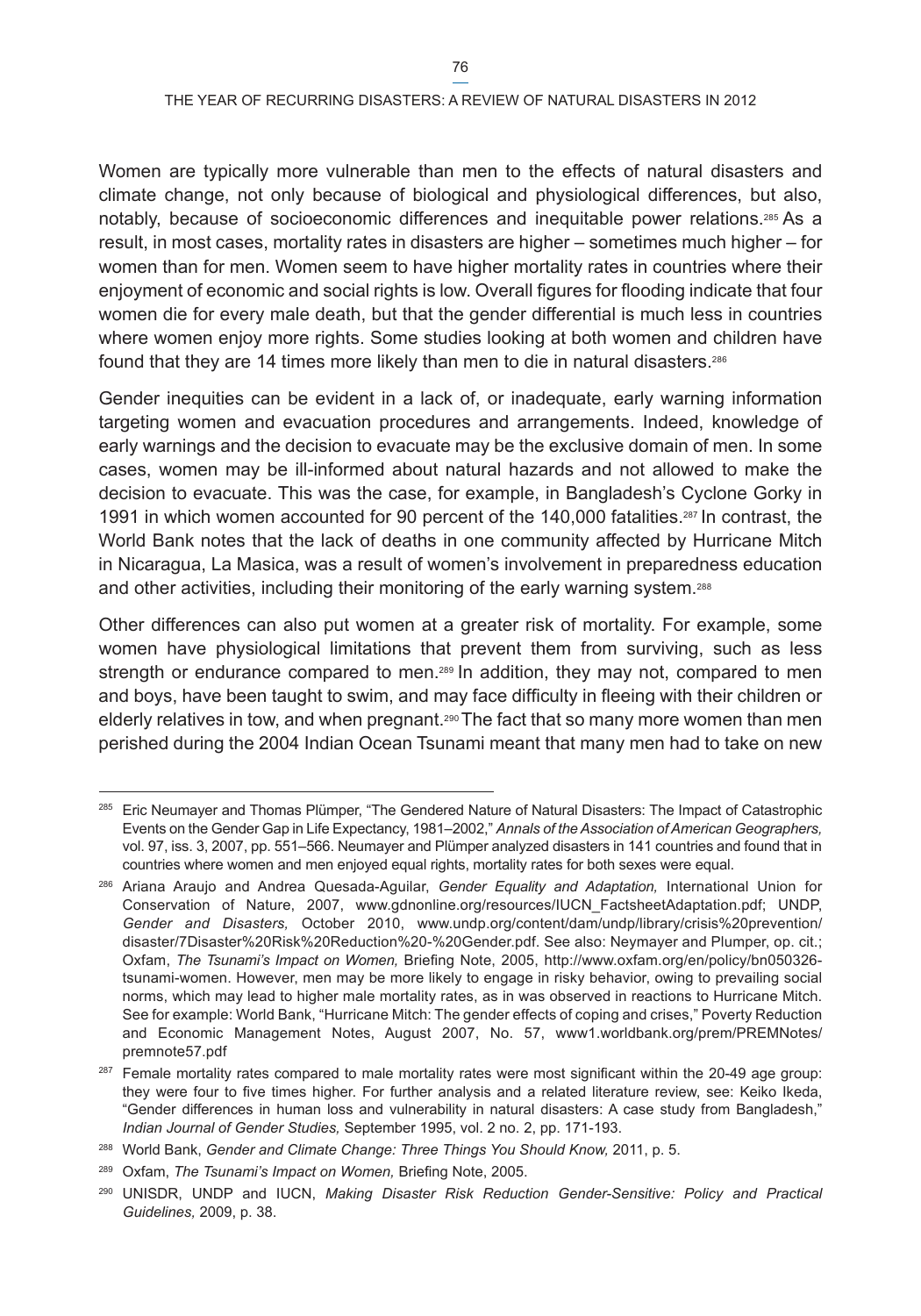Women are typically more vulnerable than men to the effects of natural disasters and climate change, not only because of biological and physiological differences, but also, notably, because of socioeconomic differences and inequitable power relations.[285] As a result, in most cases, mortality rates in disasters are higher – sometimes much higher – for women than for men. Women seem to have higher mortality rates in countries where their enjoyment of economic and social rights is low. Overall figures for flooding indicate that four women die for every male death, but that the gender differential is much less in countries where women enjoy more rights. Some studies looking at both women and children have found that they are 14 times more likely than men to die in natural disasters.[286]

Gender inequities can be evident in a lack of, or inadequate, early warning information targeting women and evacuation procedures and arrangements. Indeed, knowledge of early warnings and the decision to evacuate may be the exclusive domain of men. In some cases, women may be ill-informed about natural hazards and not allowed to make the decision to evacuate. This was the case, for example, in Bangladesh's Cyclone Gorky in 1991 in which women accounted for 90 percent of the 140,000 fatalities.[287] In contrast, the World Bank notes that the lack of deaths in one community affected by Hurricane Mitch in Nicaragua, La Masica, was a result of women's involvement in preparedness education and other activities, including their monitoring of the early warning system.[288]

Other differences can also put women at a greater risk of mortality. For example, some women have physiological limitations that prevent them from surviving, such as less strength or endurance compared to men.[289] In addition, they may not, compared to men and boys, have been taught to swim, and may face difficulty in fleeing with their children or elderly relatives in tow, and when pregnant.[290] The fact that so many more women than men perished during the 2004 Indian Ocean Tsunami meant that many men had to take on new

---

[285] Eric Neumayer and Thomas Plümper, "The Gendered Nature of Natural Disasters: The Impact of Catastrophic Events on the Gender Gap in Life Expectancy, 1981–2002," *Annals of the Association of American Geographers,* vol. 97, iss. 3, 2007, pp. 551–566. Neumayer and Plümper analyzed disasters in 141 countries and found that in countries where women and men enjoyed equal rights, mortality rates for both sexes were equal.

[286] Ariana Araujo and Andrea Quesada-Aguilar, *Gender Equality and Adaptation,* International Union for Conservation of Nature, 2007, www.gdnonline.org/resources/IUCN_FactsheetAdaptation.pdf; UNDP, *Gender and Disasters,* October 2010, www.undp.org/content/dam/undp/library/crisis%20prevention/disaster/7Disaster%20Risk%20Reduction%20-%20Gender.pdf. See also: Neymayer and Plumper, op. cit.; Oxfam, *The Tsunami's Impact on Women,* Briefing Note, 2005, http://www.oxfam.org/en/policy/bn050326-tsunami-women. However, men may be more likely to engage in risky behavior, owing to prevailing social norms, which may lead to higher male mortality rates, as in was observed in reactions to Hurricane Mitch. See for example: World Bank, "Hurricane Mitch: The gender effects of coping and crises," Poverty Reduction and Economic Management Notes, August 2007, No. 57, www1.worldbank.org/prem/PREMNotes/premnote57.pdf

[287] Female mortality rates compared to male mortality rates were most significant within the 20-49 age group: they were four to five times higher. For further analysis and a related literature review, see: Keiko Ikeda, "Gender differences in human loss and vulnerability in natural disasters: A case study from Bangladesh," *Indian Journal of Gender Studies,* September 1995, vol. 2 no. 2, pp. 171-193.

[288] World Bank, *Gender and Climate Change: Three Things You Should Know,* 2011, p. 5.

[289] Oxfam, *The Tsunami's Impact on Women,* Briefing Note, 2005.

[290] UNISDR, UNDP and IUCN, *Making Disaster Risk Reduction Gender-Sensitive: Policy and Practical Guidelines,* 2009, p. 38.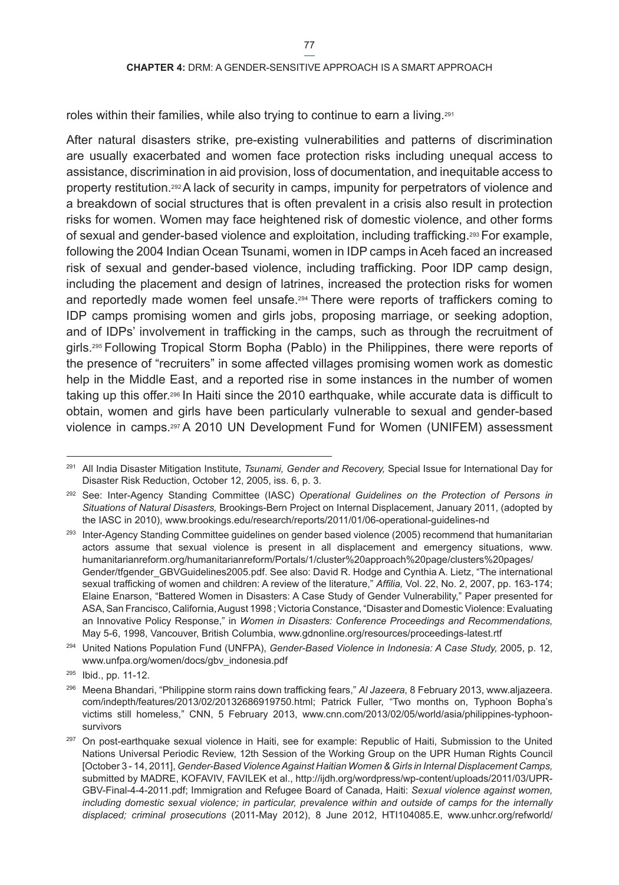roles within their families, while also trying to continue to earn a living.[291]

After natural disasters strike, pre-existing vulnerabilities and patterns of discrimination are usually exacerbated and women face protection risks including unequal access to assistance, discrimination in aid provision, loss of documentation, and inequitable access to property restitution.[292] A lack of security in camps, impunity for perpetrators of violence and a breakdown of social structures that is often prevalent in a crisis also result in protection risks for women. Women may face heightened risk of domestic violence, and other forms of sexual and gender-based violence and exploitation, including trafficking.[293] For example, following the 2004 Indian Ocean Tsunami, women in IDP camps in Aceh faced an increased risk of sexual and gender-based violence, including trafficking. Poor IDP camp design, including the placement and design of latrines, increased the protection risks for women and reportedly made women feel unsafe.[294] There were reports of traffickers coming to IDP camps promising women and girls jobs, proposing marriage, or seeking adoption, and of IDPs' involvement in trafficking in the camps, such as through the recruitment of girls.[295] Following Tropical Storm Bopha (Pablo) in the Philippines, there were reports of the presence of "recruiters" in some affected villages promising women work as domestic help in the Middle East, and a reported rise in some instances in the number of women taking up this offer.[296] In Haiti since the 2010 earthquake, while accurate data is difficult to obtain, women and girls have been particularly vulnerable to sexual and gender-based violence in camps.[297] A 2010 UN Development Fund for Women (UNIFEM) assessment

---

[291] All India Disaster Mitigation Institute, *Tsunami, Gender and Recovery,* Special Issue for International Day for Disaster Risk Reduction, October 12, 2005, iss. 6, p. 3.

[292] See: Inter-Agency Standing Committee (IASC) *Operational Guidelines on the Protection of Persons in Situations of Natural Disasters,* Brookings-Bern Project on Internal Displacement, January 2011, (adopted by the IASC in 2010), www.brookings.edu/research/reports/2011/01/06-operational-guidelines-nd

[293] Inter-Agency Standing Committee guidelines on gender based violence (2005) recommend that humanitarian actors assume that sexual violence is present in all displacement and emergency situations, www.humanitarianreform.org/humanitarianreform/Portals/1/cluster%20approach%20page/clusters%20pages/Gender/tfgender_GBVGuidelines2005.pdf. See also: David R. Hodge and Cynthia A. Lietz, "The international sexual trafficking of women and children: A review of the literature," *Affilia,* Vol. 22, No. 2, 2007, pp. 163-174; Elaine Enarson, "Battered Women in Disasters: A Case Study of Gender Vulnerability," Paper presented for ASA, San Francisco, California, August 1998 ; Victoria Constance, "Disaster and Domestic Violence: Evaluating an Innovative Policy Response," in *Women in Disasters: Conference Proceedings and Recommendations,* May 5-6, 1998, Vancouver, British Columbia, www.gdnonline.org/resources/proceedings-latest.rtf

[294] United Nations Population Fund (UNFPA), *Gender-Based Violence in Indonesia: A Case Study,* 2005, p. 12, www.unfpa.org/women/docs/gbv_indonesia.pdf

[295] Ibid., pp. 11-12.

[296] Meena Bhandari, "Philippine storm rains down trafficking fears," *Al Jazeera,* 8 February 2013, www.aljazeera.com/indepth/features/2013/02/20132686919750.html; Patrick Fuller, "Two months on, Typhoon Bopha's victims still homeless," CNN, 5 February 2013, www.cnn.com/2013/02/05/world/asia/philippines-typhoon-survivors

[297] On post-earthquake sexual violence in Haiti, see for example: Republic of Haiti, Submission to the United Nations Universal Periodic Review, 12th Session of the Working Group on the UPR Human Rights Council [October 3 - 14, 2011], *Gender-Based Violence Against Haitian Women & Girls in Internal Displacement Camps,* submitted by MADRE, KOFAVIV, FAVILEK et al., http://ijdh.org/wordpress/wp-content/uploads/2011/03/UPR-GBV-Final-4-4-2011.pdf; Immigration and Refugee Board of Canada, Haiti: *Sexual violence against women, including domestic sexual violence; in particular, prevalence within and outside of camps for the internally displaced; criminal prosecutions* (2011-May 2012), 8 June 2012, HTI104085.E, www.unhcr.org/refworld/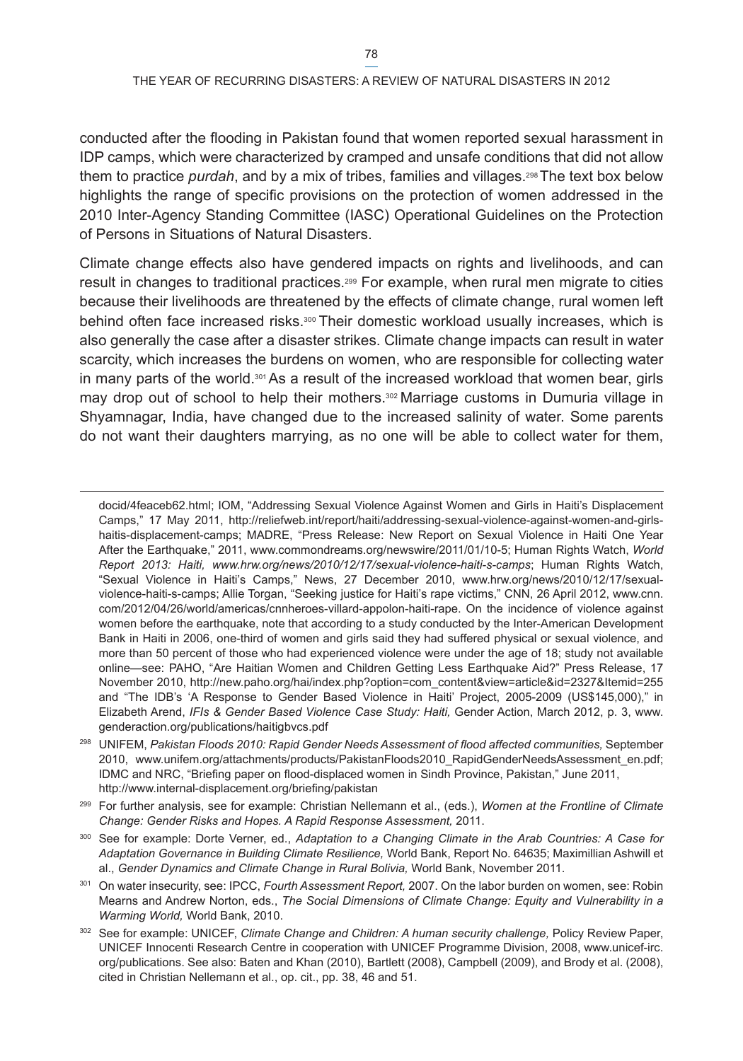conducted after the flooding in Pakistan found that women reported sexual harassment in IDP camps, which were characterized by cramped and unsafe conditions that did not allow them to practice *purdah*, and by a mix of tribes, families and villages.[298] The text box below highlights the range of specific provisions on the protection of women addressed in the 2010 Inter-Agency Standing Committee (IASC) Operational Guidelines on the Protection of Persons in Situations of Natural Disasters.

Climate change effects also have gendered impacts on rights and livelihoods, and can result in changes to traditional practices.[299] For example, when rural men migrate to cities because their livelihoods are threatened by the effects of climate change, rural women left behind often face increased risks.[300] Their domestic workload usually increases, which is also generally the case after a disaster strikes. Climate change impacts can result in water scarcity, which increases the burdens on women, who are responsible for collecting water in many parts of the world.[301] As a result of the increased workload that women bear, girls may drop out of school to help their mothers.[302] Marriage customs in Dumuria village in Shyamnagar, India, have changed due to the increased salinity of water. Some parents do not want their daughters marrying, as no one will be able to collect water for them,

---

docid/4feaceb62.html; IOM, "Addressing Sexual Violence Against Women and Girls in Haiti's Displacement Camps," 17 May 2011, http://reliefweb.int/report/haiti/addressing-sexual-violence-against-women-and-girls-haitis-displacement-camps; MADRE, "Press Release: New Report on Sexual Violence in Haiti One Year After the Earthquake," 2011, www.commondreams.org/newswire/2011/01/10-5; Human Rights Watch, *World Report 2013: Haiti, www.hrw.org/news/2010/12/17/sexual-violence-haiti-s-camps*; Human Rights Watch, "Sexual Violence in Haiti's Camps," News, 27 December 2010, www.hrw.org/news/2010/12/17/sexual-violence-haiti-s-camps; Allie Torgan, "Seeking justice for Haiti's rape victims," CNN, 26 April 2012, www.cnn.com/2012/04/26/world/americas/cnnheroes-villard-appolon-haiti-rape. On the incidence of violence against women before the earthquake, note that according to a study conducted by the Inter-American Development Bank in Haiti in 2006, one-third of women and girls said they had suffered physical or sexual violence, and more than 50 percent of those who had experienced violence were under the age of 18; study not available online—see: PAHO, "Are Haitian Women and Children Getting Less Earthquake Aid?" Press Release, 17 November 2010, http://new.paho.org/hai/index.php?option=com_content&view=article&id=2327&Itemid=255 and "The IDB's 'A Response to Gender Based Violence in Haiti' Project, 2005-2009 (US$145,000)," in Elizabeth Arend, *IFIs & Gender Based Violence Case Study: Haiti,* Gender Action, March 2012, p. 3, www.genderaction.org/publications/haitigbvcs.pdf

[298] UNIFEM, *Pakistan Floods 2010: Rapid Gender Needs Assessment of flood affected communities,* September 2010, www.unifem.org/attachments/products/PakistanFloods2010_RapidGenderNeedsAssessment_en.pdf; IDMC and NRC, "Briefing paper on flood-displaced women in Sindh Province, Pakistan," June 2011, http://www.internal-displacement.org/briefing/pakistan

[299] For further analysis, see for example: Christian Nellemann et al., (eds.), *Women at the Frontline of Climate Change: Gender Risks and Hopes. A Rapid Response Assessment,* 2011.

[300] See for example: Dorte Verner, ed., *Adaptation to a Changing Climate in the Arab Countries: A Case for Adaptation Governance in Building Climate Resilience,* World Bank, Report No. 64635; Maximillian Ashwill et al., *Gender Dynamics and Climate Change in Rural Bolivia,* World Bank, November 2011.

[301] On water insecurity, see: IPCC, *Fourth Assessment Report,* 2007. On the labor burden on women, see: Robin Mearns and Andrew Norton, eds., *The Social Dimensions of Climate Change: Equity and Vulnerability in a Warming World,* World Bank, 2010.

[302] See for example: UNICEF, *Climate Change and Children: A human security challenge,* Policy Review Paper, UNICEF Innocenti Research Centre in cooperation with UNICEF Programme Division, 2008, www.unicef-irc.org/publications. See also: Baten and Khan (2010), Bartlett (2008), Campbell (2009), and Brody et al. (2008), cited in Christian Nellemann et al., op. cit., pp. 38, 46 and 51.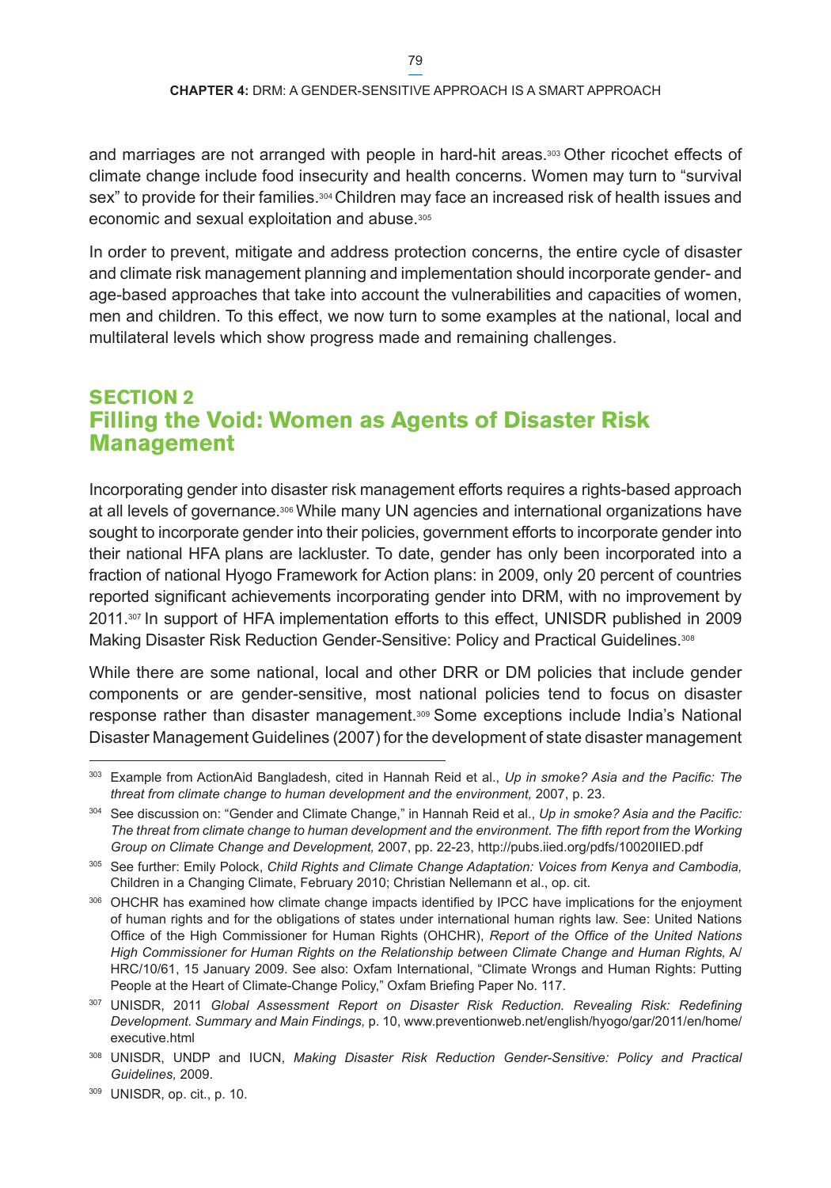and marriages are not arranged with people in hard-hit areas.[303] Other ricochet effects of climate change include food insecurity and health concerns. Women may turn to "survival sex" to provide for their families.[304] Children may face an increased risk of health issues and economic and sexual exploitation and abuse.[305]

In order to prevent, mitigate and address protection concerns, the entire cycle of disaster and climate risk management planning and implementation should incorporate gender- and age-based approaches that take into account the vulnerabilities and capacities of women, men and children. To this effect, we now turn to some examples at the national, local and multilateral levels which show progress made and remaining challenges.

## SECTION 2
## Filling the Void: Women as Agents of Disaster Risk Management

Incorporating gender into disaster risk management efforts requires a rights-based approach at all levels of governance.[306] While many UN agencies and international organizations have sought to incorporate gender into their policies, government efforts to incorporate gender into their national HFA plans are lackluster. To date, gender has only been incorporated into a fraction of national Hyogo Framework for Action plans: in 2009, only 20 percent of countries reported significant achievements incorporating gender into DRM, with no improvement by 2011.[307] In support of HFA implementation efforts to this effect, UNISDR published in 2009 Making Disaster Risk Reduction Gender-Sensitive: Policy and Practical Guidelines.[308]

While there are some national, local and other DRR or DM policies that include gender components or are gender-sensitive, most national policies tend to focus on disaster response rather than disaster management.[309] Some exceptions include India's National Disaster Management Guidelines (2007) for the development of state disaster management

---

[303] Example from ActionAid Bangladesh, cited in Hannah Reid et al., *Up in smoke? Asia and the Pacific: The threat from climate change to human development and the environment,* 2007, p. 23.

[304] See discussion on: "Gender and Climate Change," in Hannah Reid et al., *Up in smoke? Asia and the Pacific: The threat from climate change to human development and the environment. The fifth report from the Working Group on Climate Change and Development,* 2007, pp. 22-23, http://pubs.iied.org/pdfs/10020IIED.pdf

[305] See further: Emily Polock, *Child Rights and Climate Change Adaptation: Voices from Kenya and Cambodia,* Children in a Changing Climate, February 2010; Christian Nellemann et al., op. cit.

[306] OHCHR has examined how climate change impacts identified by IPCC have implications for the enjoyment of human rights and for the obligations of states under international human rights law. See: United Nations Office of the High Commissioner for Human Rights (OHCHR), *Report of the Office of the United Nations High Commissioner for Human Rights on the Relationship between Climate Change and Human Rights,* A/HRC/10/61, 15 January 2009. See also: Oxfam International, "Climate Wrongs and Human Rights: Putting People at the Heart of Climate-Change Policy," Oxfam Briefing Paper No. 117.

[307] UNISDR, 2011 *Global Assessment Report on Disaster Risk Reduction. Revealing Risk: Redefining Development. Summary and Main Findings,* p. 10, www.preventionweb.net/english/hyogo/gar/2011/en/home/executive.html

[308] UNISDR, UNDP and IUCN, *Making Disaster Risk Reduction Gender-Sensitive: Policy and Practical Guidelines,* 2009.

[309] UNISDR, op. cit., p. 10.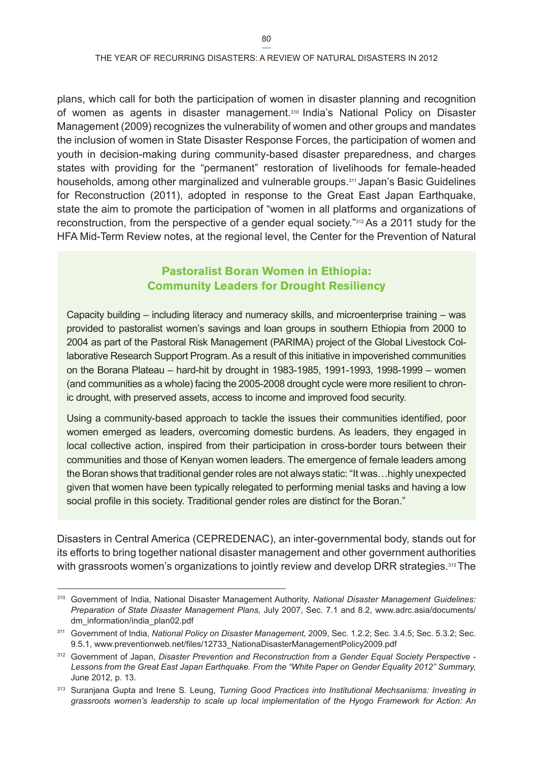plans, which call for both the participation of women in disaster planning and recognition of women as agents in disaster management.[310] India's National Policy on Disaster Management (2009) recognizes the vulnerability of women and other groups and mandates the inclusion of women in State Disaster Response Forces, the participation of women and youth in decision-making during community-based disaster preparedness, and charges states with providing for the "permanent" restoration of livelihoods for female-headed households, among other marginalized and vulnerable groups.[311] Japan's Basic Guidelines for Reconstruction (2011), adopted in response to the Great East Japan Earthquake, state the aim to promote the participation of "women in all platforms and organizations of reconstruction, from the perspective of a gender equal society."[312] As a 2011 study for the HFA Mid-Term Review notes, at the regional level, the Center for the Prevention of Natural Disasters in Central America (CEPREDENAC), an inter-governmental body, stands out for its efforts to bring together national disaster management and other government authorities with grassroots women's organizations to jointly review and develop DRR strategies.[313] The

### Pastoralist Boran Women in Ethiopia: Community Leaders for Drought Resiliency

Capacity building – including literacy and numeracy skills, and microenterprise training – was provided to pastoralist women's savings and loan groups in southern Ethiopia from 2000 to 2004 as part of the Pastoral Risk Management (PARIMA) project of the Global Livestock Collaborative Research Support Program. As a result of this initiative in impoverished communities on the Borana Plateau – hard-hit by drought in 1983-1985, 1991-1993, 1998-1999 – women (and communities as a whole) facing the 2005-2008 drought cycle were more resilient to chronic drought, with preserved assets, access to income and improved food security.

Using a community-based approach to tackle the issues their communities identified, poor women emerged as leaders, overcoming domestic burdens. As leaders, they engaged in local collective action, inspired from their participation in cross-border tours between their communities and those of Kenyan women leaders. The emergence of female leaders among the Boran shows that traditional gender roles are not always static: "It was…highly unexpected given that women have been typically relegated to performing menial tasks and having a low social profile in this society. Traditional gender roles are distinct for the Boran."

---

[310] Government of India, National Disaster Management Authority, *National Disaster Management Guidelines: Preparation of State Disaster Management Plans,* July 2007, Sec. 7.1 and 8.2, www.adrc.asia/documents/dm_information/india_plan02.pdf

[311] Government of India, *National Policy on Disaster Management,* 2009, Sec. 1.2.2; Sec. 3.4.5; Sec. 5.3.2; Sec. 9.5.1, www.preventionweb.net/files/12733_NationaDisasterManagementPolicy2009.pdf

[312] Government of Japan, *Disaster Prevention and Reconstruction from a Gender Equal Society Perspective - Lessons from the Great East Japan Earthquake. From the "White Paper on Gender Equality 2012" Summary,* June 2012, p. 13.

[313] Suranjana Gupta and Irene S. Leung, *Turning Good Practices into Institutional Mechsanisms: Investing in grassroots women's leadership to scale up local implementation of the Hyogo Framework for Action: An*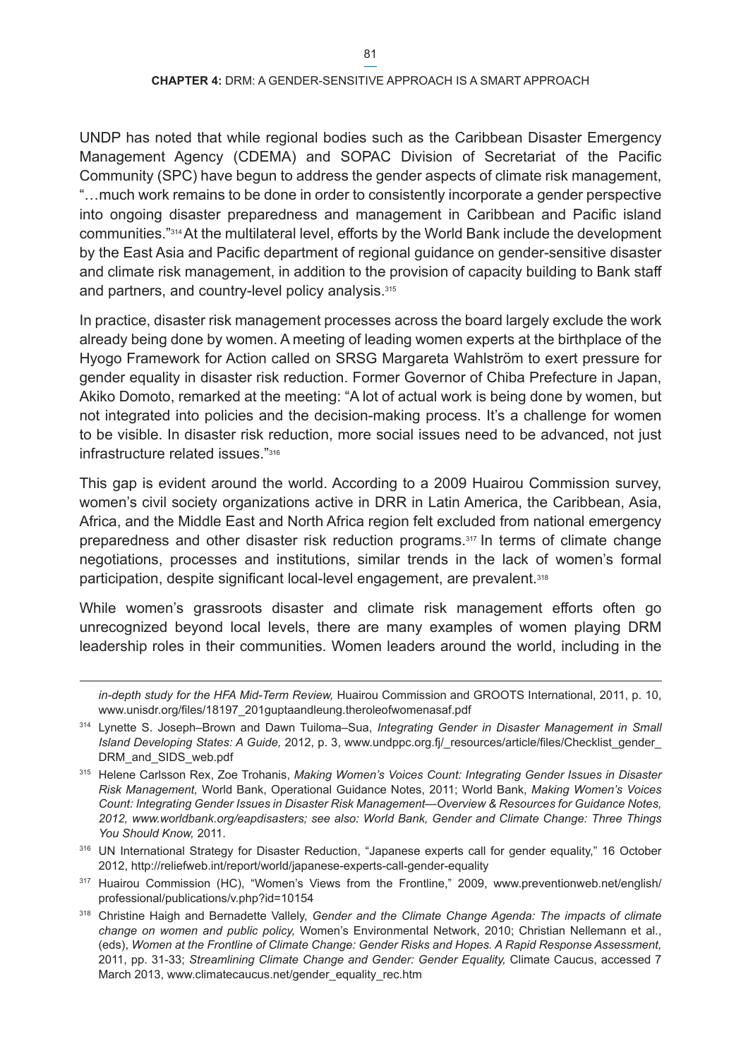UNDP has noted that while regional bodies such as the Caribbean Disaster Emergency Management Agency (CDEMA) and SOPAC Division of Secretariat of the Pacific Community (SPC) have begun to address the gender aspects of climate risk management, "…much work remains to be done in order to consistently incorporate a gender perspective into ongoing disaster preparedness and management in Caribbean and Pacific island communities."[314] At the multilateral level, efforts by the World Bank include the development by the East Asia and Pacific department of regional guidance on gender-sensitive disaster and climate risk management, in addition to the provision of capacity building to Bank staff and partners, and country-level policy analysis.[315]

In practice, disaster risk management processes across the board largely exclude the work already being done by women. A meeting of leading women experts at the birthplace of the Hyogo Framework for Action called on SRSG Margareta Wahlström to exert pressure for gender equality in disaster risk reduction. Former Governor of Chiba Prefecture in Japan, Akiko Domoto, remarked at the meeting: "A lot of actual work is being done by women, but not integrated into policies and the decision-making process. It's a challenge for women to be visible. In disaster risk reduction, more social issues need to be advanced, not just infrastructure related issues."[316]

This gap is evident around the world. According to a 2009 Huairou Commission survey, women's civil society organizations active in DRR in Latin America, the Caribbean, Asia, Africa, and the Middle East and North Africa region felt excluded from national emergency preparedness and other disaster risk reduction programs.[317] In terms of climate change negotiations, processes and institutions, similar trends in the lack of women's formal participation, despite significant local-level engagement, are prevalent.[318]

While women's grassroots disaster and climate risk management efforts often go unrecognized beyond local levels, there are many examples of women playing DRM leadership roles in their communities. Women leaders around the world, including in the

---

*in-depth study for the HFA Mid-Term Review,* Huairou Commission and GROOTS International, 2011, p. 10, www.unisdr.org/files/18197_201guptaandleung.theroleofwomenasaf.pdf

314 Lynette S. Joseph–Brown and Dawn Tuiloma–Sua, *Integrating Gender in Disaster Management in Small Island Developing States: A Guide,* 2012, p. 3, www.undppc.org.fj/_resources/article/files/Checklist_gender_DRM_and_SIDS_web.pdf

315 Helene Carlsson Rex, Zoe Trohanis, *Making Women's Voices Count: Integrating Gender Issues in Disaster Risk Management,* World Bank, Operational Guidance Notes, 2011; World Bank, *Making Women's Voices Count: Integrating Gender Issues in Disaster Risk Management—Overview & Resources for Guidance Notes, 2012, www.worldbank.org/eapdisasters; see also: World Bank, Gender and Climate Change: Three Things You Should Know,* 2011.

316 UN International Strategy for Disaster Reduction, "Japanese experts call for gender equality," 16 October 2012, http://reliefweb.int/report/world/japanese-experts-call-gender-equality

317 Huairou Commission (HC), "Women's Views from the Frontline," 2009, www.preventionweb.net/english/professional/publications/v.php?id=10154

318 Christine Haigh and Bernadette Vallely, *Gender and the Climate Change Agenda: The impacts of climate change on women and public policy,* Women's Environmental Network, 2010; Christian Nellemann et al., (eds), *Women at the Frontline of Climate Change: Gender Risks and Hopes. A Rapid Response Assessment,* 2011, pp. 31-33; *Streamlining Climate Change and Gender: Gender Equality,* Climate Caucus, accessed 7 March 2013, www.climatecaucus.net/gender_equality_rec.htm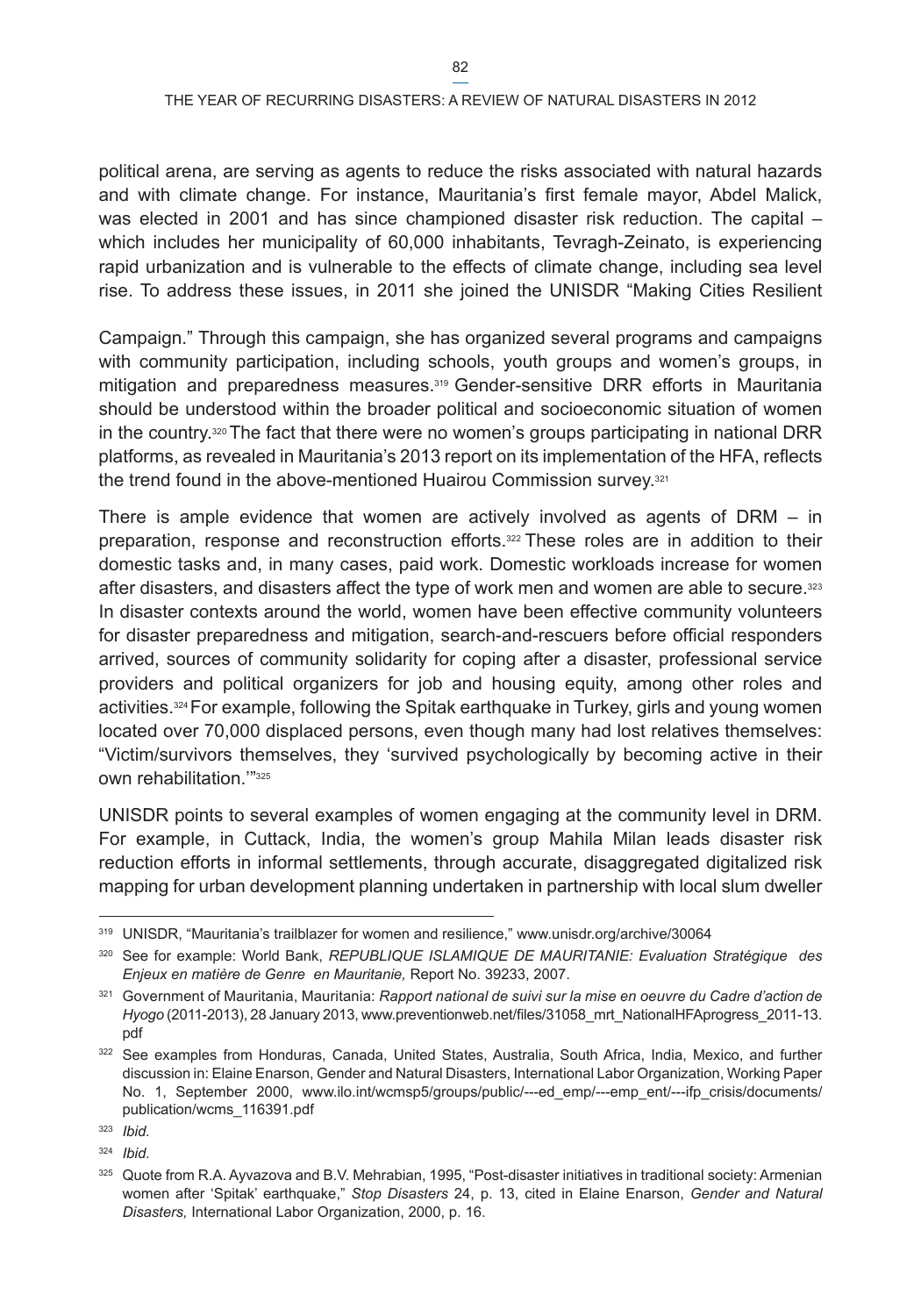political arena, are serving as agents to reduce the risks associated with natural hazards and with climate change. For instance, Mauritania's first female mayor, Abdel Malick, was elected in 2001 and has since championed disaster risk reduction. The capital – which includes her municipality of 60,000 inhabitants, Tevragh-Zeinato, is experiencing rapid urbanization and is vulnerable to the effects of climate change, including sea level rise. To address these issues, in 2011 she joined the UNISDR "Making Cities Resilient Campaign." Through this campaign, she has organized several programs and campaigns with community participation, including schools, youth groups and women's groups, in mitigation and preparedness measures.[319] Gender-sensitive DRR efforts in Mauritania should be understood within the broader political and socioeconomic situation of women in the country.[320] The fact that there were no women's groups participating in national DRR platforms, as revealed in Mauritania's 2013 report on its implementation of the HFA, reflects the trend found in the above-mentioned Huairou Commission survey.[321]

There is ample evidence that women are actively involved as agents of DRM – in preparation, response and reconstruction efforts.[322] These roles are in addition to their domestic tasks and, in many cases, paid work. Domestic workloads increase for women after disasters, and disasters affect the type of work men and women are able to secure.[323] In disaster contexts around the world, women have been effective community volunteers for disaster preparedness and mitigation, search-and-rescuers before official responders arrived, sources of community solidarity for coping after a disaster, professional service providers and political organizers for job and housing equity, among other roles and activities.[324] For example, following the Spitak earthquake in Turkey, girls and young women located over 70,000 displaced persons, even though many had lost relatives themselves: "Victim/survivors themselves, they 'survived psychologically by becoming active in their own rehabilitation.'"[325]

UNISDR points to several examples of women engaging at the community level in DRM. For example, in Cuttack, India, the women's group Mahila Milan leads disaster risk reduction efforts in informal settlements, through accurate, disaggregated digitalized risk mapping for urban development planning undertaken in partnership with local slum dweller

---

[319] UNISDR, "Mauritania's trailblazer for women and resilience," www.unisdr.org/archive/30064

[320] See for example: World Bank, *REPUBLIQUE ISLAMIQUE DE MAURITANIE: Evaluation Stratégique des Enjeux en matière de Genre en Mauritanie,* Report No. 39233, 2007.

[321] Government of Mauritania, Mauritania: *Rapport national de suivi sur la mise en oeuvre du Cadre d'action de Hyogo* (2011-2013), 28 January 2013, www.preventionweb.net/files/31058_mrt_NationalHFAprogress_2011-13.pdf

[322] See examples from Honduras, Canada, United States, Australia, South Africa, India, Mexico, and further discussion in: Elaine Enarson, Gender and Natural Disasters, International Labor Organization, Working Paper No. 1, September 2000, www.ilo.int/wcmsp5/groups/public/---ed_emp/---emp_ent/---ifp_crisis/documents/publication/wcms_116391.pdf

[323] *Ibid.*

[324] *Ibid.*

[325] Quote from R.A. Ayvazova and B.V. Mehrabian, 1995, "Post-disaster initiatives in traditional society: Armenian women after 'Spitak' earthquake," *Stop Disasters* 24, p. 13, cited in Elaine Enarson, *Gender and Natural Disasters,* International Labor Organization, 2000, p. 16.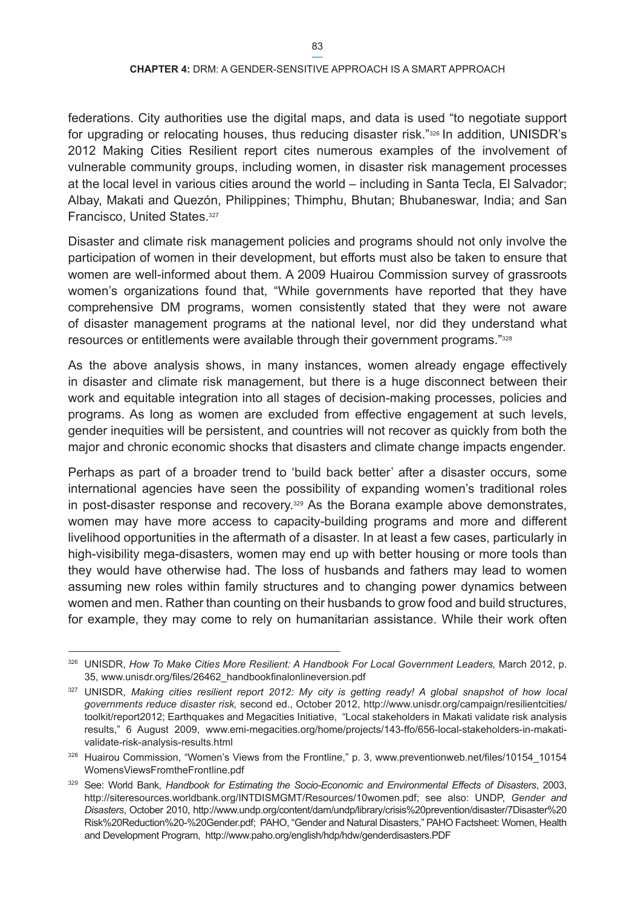federations. City authorities use the digital maps, and data is used "to negotiate support for upgrading or relocating houses, thus reducing disaster risk."[326] In addition, UNISDR's 2012 Making Cities Resilient report cites numerous examples of the involvement of vulnerable community groups, including women, in disaster risk management processes at the local level in various cities around the world – including in Santa Tecla, El Salvador; Albay, Makati and Quezón, Philippines; Thimphu, Bhutan; Bhubaneswar, India; and San Francisco, United States.[327]

Disaster and climate risk management policies and programs should not only involve the participation of women in their development, but efforts must also be taken to ensure that women are well-informed about them. A 2009 Huairou Commission survey of grassroots women's organizations found that, "While governments have reported that they have comprehensive DM programs, women consistently stated that they were not aware of disaster management programs at the national level, nor did they understand what resources or entitlements were available through their government programs."[328]

As the above analysis shows, in many instances, women already engage effectively in disaster and climate risk management, but there is a huge disconnect between their work and equitable integration into all stages of decision-making processes, policies and programs. As long as women are excluded from effective engagement at such levels, gender inequities will be persistent, and countries will not recover as quickly from both the major and chronic economic shocks that disasters and climate change impacts engender.

Perhaps as part of a broader trend to 'build back better' after a disaster occurs, some international agencies have seen the possibility of expanding women's traditional roles in post-disaster response and recovery.[329] As the Borana example above demonstrates, women may have more access to capacity-building programs and more and different livelihood opportunities in the aftermath of a disaster. In at least a few cases, particularly in high-visibility mega-disasters, women may end up with better housing or more tools than they would have otherwise had. The loss of husbands and fathers may lead to women assuming new roles within family structures and to changing power dynamics between women and men. Rather than counting on their husbands to grow food and build structures, for example, they may come to rely on humanitarian assistance. While their work often

---

[326] UNISDR, *How To Make Cities More Resilient: A Handbook For Local Government Leaders,* March 2012, p. 35, www.unisdr.org/files/26462_handbookfinalonlineversion.pdf

[327] UNISDR, *Making cities resilient report 2012: My city is getting ready! A global snapshot of how local governments reduce disaster risk,* second ed., October 2012, http://www.unisdr.org/campaign/resilientcities/toolkit/report2012; Earthquakes and Megacities Initiative, "Local stakeholders in Makati validate risk analysis results," 6 August 2009, www.emi-megacities.org/home/projects/143-ffo/656-local-stakeholders-in-makati-validate-risk-analysis-results.html

[328] Huairou Commission, "Women's Views from the Frontline," p. 3, www.preventionweb.net/files/10154_10154WomensViewsFromtheFrontline.pdf

[329] See: World Bank, *Handbook for Estimating the Socio-Economic and Environmental Effects of Disasters*, 2003, http://siteresources.worldbank.org/INTDISMGMT/Resources/10women.pdf; see also: UNDP, *Gender and Disasters*, October 2010, http://www.undp.org/content/dam/undp/library/crisis%20prevention/disaster/7Disaster%20Risk%20Reduction%20-%20Gender.pdf; PAHO, "Gender and Natural Disasters," PAHO Factsheet: Women, Health and Development Program, http://www.paho.org/english/hdp/hdw/genderdisasters.PDF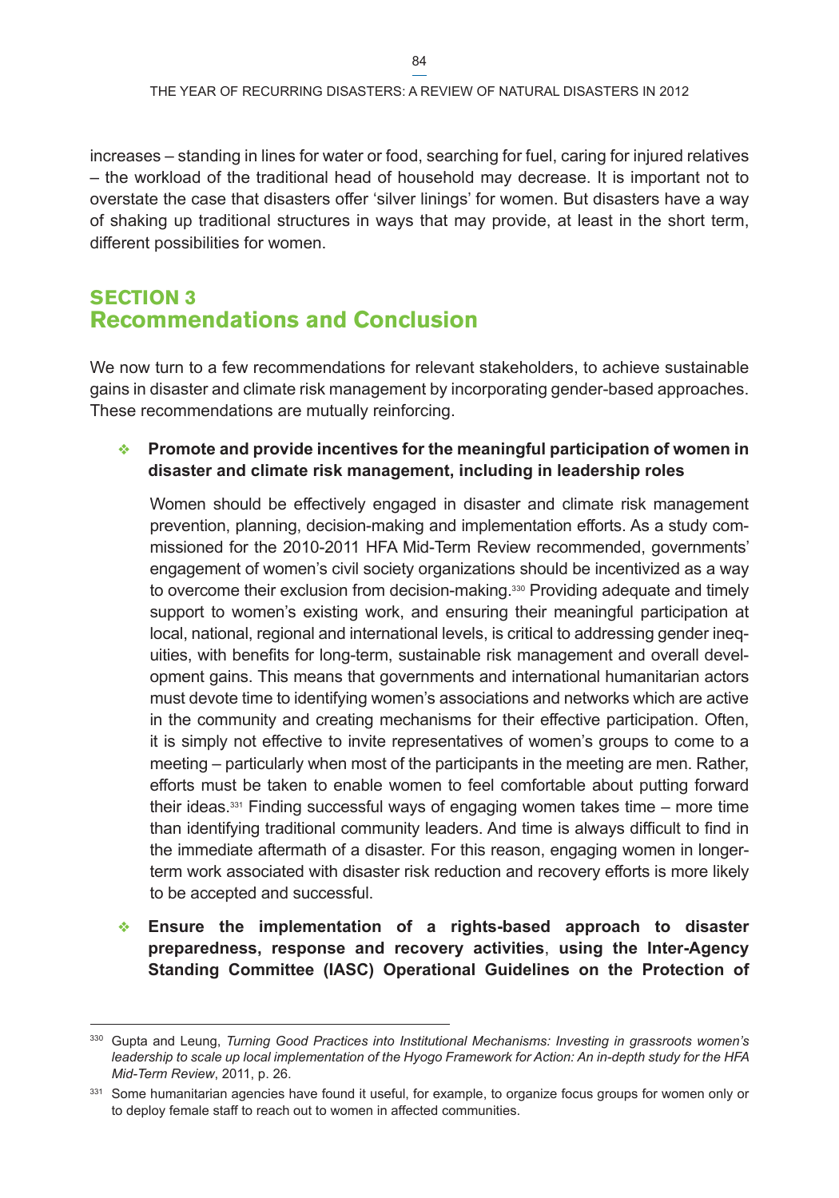increases – standing in lines for water or food, searching for fuel, caring for injured relatives – the workload of the traditional head of household may decrease. It is important not to overstate the case that disasters offer 'silver linings' for women. But disasters have a way of shaking up traditional structures in ways that may provide, at least in the short term, different possibilities for women.

## SECTION 3
## Recommendations and Conclusion

We now turn to a few recommendations for relevant stakeholders, to achieve sustainable gains in disaster and climate risk management by incorporating gender-based approaches. These recommendations are mutually reinforcing.

- **Promote and provide incentives for the meaningful participation of women in disaster and climate risk management, including in leadership roles**

  Women should be effectively engaged in disaster and climate risk management prevention, planning, decision-making and implementation efforts. As a study commissioned for the 2010-2011 HFA Mid-Term Review recommended, governments' engagement of women's civil society organizations should be incentivized as a way to overcome their exclusion from decision-making.[330] Providing adequate and timely support to women's existing work, and ensuring their meaningful participation at local, national, regional and international levels, is critical to addressing gender inequities, with benefits for long-term, sustainable risk management and overall development gains. This means that governments and international humanitarian actors must devote time to identifying women's associations and networks which are active in the community and creating mechanisms for their effective participation. Often, it is simply not effective to invite representatives of women's groups to come to a meeting – particularly when most of the participants in the meeting are men. Rather, efforts must be taken to enable women to feel comfortable about putting forward their ideas.[331] Finding successful ways of engaging women takes time – more time than identifying traditional community leaders. And time is always difficult to find in the immediate aftermath of a disaster. For this reason, engaging women in longer-term work associated with disaster risk reduction and recovery efforts is more likely to be accepted and successful.

- **Ensure the implementation of a rights-based approach to disaster preparedness, response and recovery activities**, **using the Inter-Agency Standing Committee (IASC) Operational Guidelines on the Protection of**

---

[330] Gupta and Leung, *Turning Good Practices into Institutional Mechanisms: Investing in grassroots women's leadership to scale up local implementation of the Hyogo Framework for Action: An in-depth study for the HFA Mid-Term Review*, 2011, p. 26.

[331] Some humanitarian agencies have found it useful, for example, to organize focus groups for women only or to deploy female staff to reach out to women in affected communities.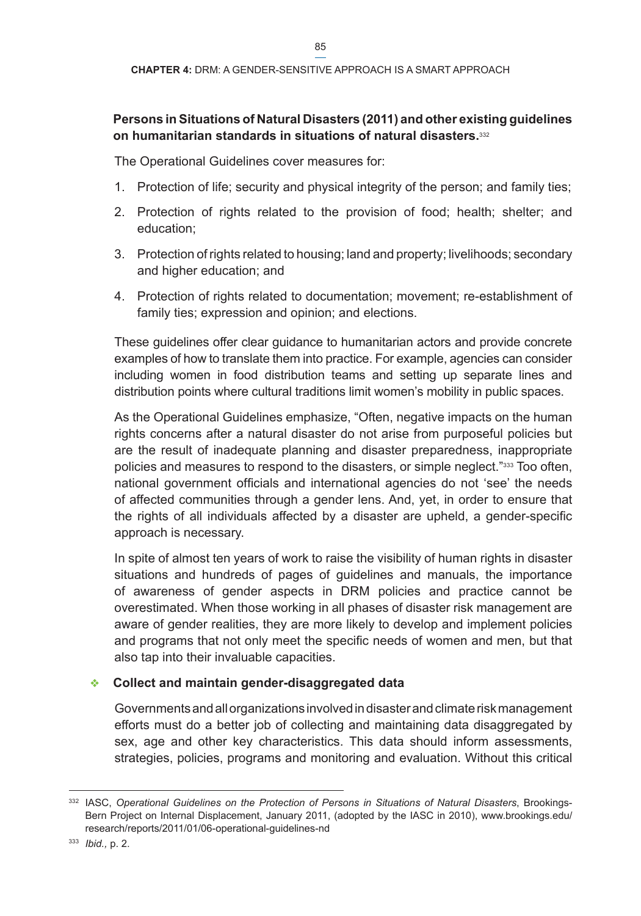**Persons in Situations of Natural Disasters (2011) and other existing guidelines on humanitarian standards in situations of natural disasters.**[332]

The Operational Guidelines cover measures for:

1. Protection of life; security and physical integrity of the person; and family ties;
2. Protection of rights related to the provision of food; health; shelter; and education;
3. Protection of rights related to housing; land and property; livelihoods; secondary and higher education; and
4. Protection of rights related to documentation; movement; re-establishment of family ties; expression and opinion; and elections.

These guidelines offer clear guidance to humanitarian actors and provide concrete examples of how to translate them into practice. For example, agencies can consider including women in food distribution teams and setting up separate lines and distribution points where cultural traditions limit women's mobility in public spaces.

As the Operational Guidelines emphasize, "Often, negative impacts on the human rights concerns after a natural disaster do not arise from purposeful policies but are the result of inadequate planning and disaster preparedness, inappropriate policies and measures to respond to the disasters, or simple neglect."[333] Too often, national government officials and international agencies do not 'see' the needs of affected communities through a gender lens. And, yet, in order to ensure that the rights of all individuals affected by a disaster are upheld, a gender-specific approach is necessary.

In spite of almost ten years of work to raise the visibility of human rights in disaster situations and hundreds of pages of guidelines and manuals, the importance of awareness of gender aspects in DRM policies and practice cannot be overestimated. When those working in all phases of disaster risk management are aware of gender realities, they are more likely to develop and implement policies and programs that not only meet the specific needs of women and men, but that also tap into their invaluable capacities.

- **Collect and maintain gender-disaggregated data**

Governments and all organizations involved in disaster and climate risk management efforts must do a better job of collecting and maintaining data disaggregated by sex, age and other key characteristics. This data should inform assessments, strategies, policies, programs and monitoring and evaluation. Without this critical

---

[332] IASC, *Operational Guidelines on the Protection of Persons in Situations of Natural Disasters*, Brookings-Bern Project on Internal Displacement, January 2011, (adopted by the IASC in 2010), www.brookings.edu/research/reports/2011/01/06-operational-guidelines-nd

[333] *Ibid.,* p. 2.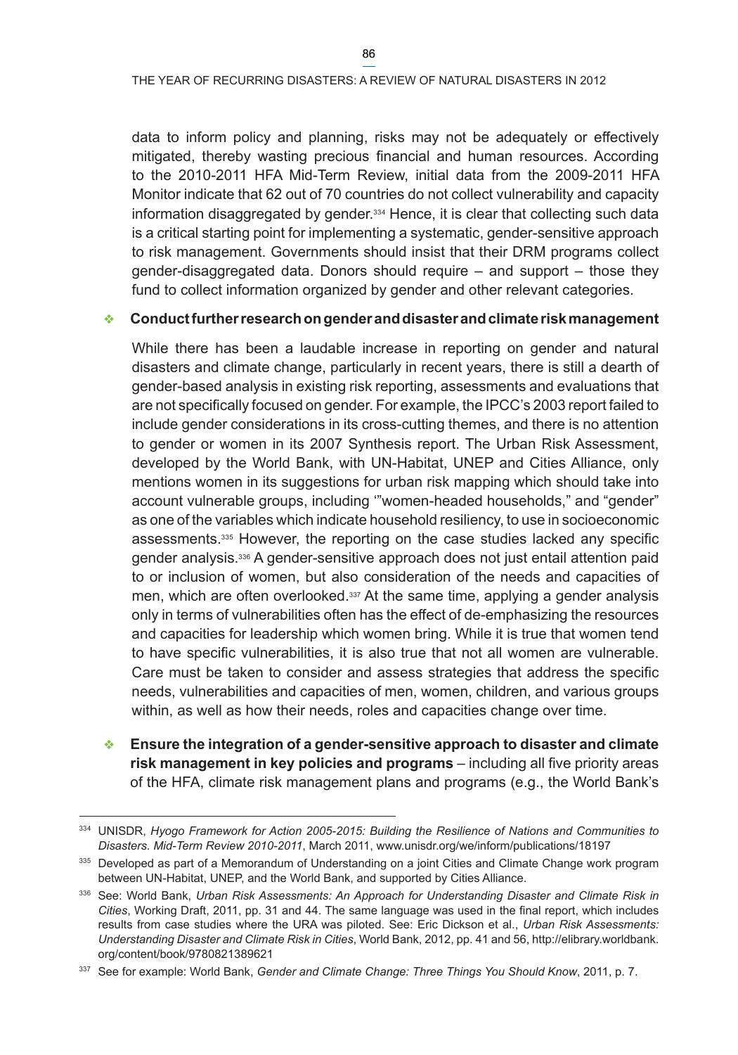data to inform policy and planning, risks may not be adequately or effectively mitigated, thereby wasting precious financial and human resources. According to the 2010-2011 HFA Mid-Term Review, initial data from the 2009-2011 HFA Monitor indicate that 62 out of 70 countries do not collect vulnerability and capacity information disaggregated by gender.[334] Hence, it is clear that collecting such data is a critical starting point for implementing a systematic, gender-sensitive approach to risk management. Governments should insist that their DRM programs collect gender-disaggregated data. Donors should require – and support – those they fund to collect information organized by gender and other relevant categories.

- **Conduct further research on gender and disaster and climate risk management**

  While there has been a laudable increase in reporting on gender and natural disasters and climate change, particularly in recent years, there is still a dearth of gender-based analysis in existing risk reporting, assessments and evaluations that are not specifically focused on gender. For example, the IPCC's 2003 report failed to include gender considerations in its cross-cutting themes, and there is no attention to gender or women in its 2007 Synthesis report. The Urban Risk Assessment, developed by the World Bank, with UN-Habitat, UNEP and Cities Alliance, only mentions women in its suggestions for urban risk mapping which should take into account vulnerable groups, including '"women-headed households," and "gender" as one of the variables which indicate household resiliency, to use in socioeconomic assessments.[335] However, the reporting on the case studies lacked any specific gender analysis.[336] A gender-sensitive approach does not just entail attention paid to or inclusion of women, but also consideration of the needs and capacities of men, which are often overlooked.[337] At the same time, applying a gender analysis only in terms of vulnerabilities often has the effect of de-emphasizing the resources and capacities for leadership which women bring. While it is true that women tend to have specific vulnerabilities, it is also true that not all women are vulnerable. Care must be taken to consider and assess strategies that address the specific needs, vulnerabilities and capacities of men, women, children, and various groups within, as well as how their needs, roles and capacities change over time.

- **Ensure the integration of a gender-sensitive approach to disaster and climate risk management in key policies and programs** – including all five priority areas of the HFA, climate risk management plans and programs (e.g., the World Bank's

---

[334] UNISDR, *Hyogo Framework for Action 2005-2015: Building the Resilience of Nations and Communities to Disasters. Mid-Term Review 2010-2011*, March 2011, www.unisdr.org/we/inform/publications/18197

[335] Developed as part of a Memorandum of Understanding on a joint Cities and Climate Change work program between UN-Habitat, UNEP, and the World Bank, and supported by Cities Alliance.

[336] See: World Bank, *Urban Risk Assessments: An Approach for Understanding Disaster and Climate Risk in Cities*, Working Draft, 2011, pp. 31 and 44. The same language was used in the final report, which includes results from case studies where the URA was piloted. See: Eric Dickson et al., *Urban Risk Assessments: Understanding Disaster and Climate Risk in Cities*, World Bank, 2012, pp. 41 and 56, http://elibrary.worldbank.org/content/book/9780821389621

[337] See for example: World Bank, *Gender and Climate Change: Three Things You Should Know*, 2011, p. 7.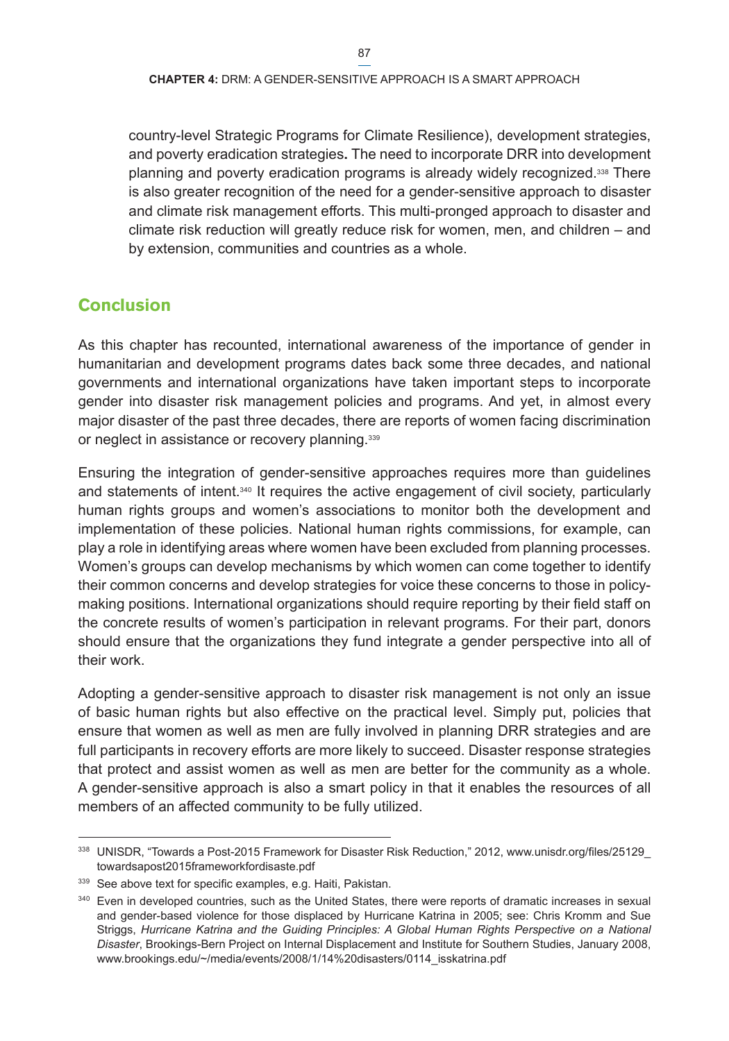country-level Strategic Programs for Climate Resilience), development strategies, and poverty eradication strategies**.** The need to incorporate DRR into development planning and poverty eradication programs is already widely recognized.[338] There is also greater recognition of the need for a gender-sensitive approach to disaster and climate risk management efforts. This multi-pronged approach to disaster and climate risk reduction will greatly reduce risk for women, men, and children – and by extension, communities and countries as a whole.

## Conclusion

As this chapter has recounted, international awareness of the importance of gender in humanitarian and development programs dates back some three decades, and national governments and international organizations have taken important steps to incorporate gender into disaster risk management policies and programs. And yet, in almost every major disaster of the past three decades, there are reports of women facing discrimination or neglect in assistance or recovery planning.[339]

Ensuring the integration of gender-sensitive approaches requires more than guidelines and statements of intent.[340] It requires the active engagement of civil society, particularly human rights groups and women's associations to monitor both the development and implementation of these policies. National human rights commissions, for example, can play a role in identifying areas where women have been excluded from planning processes. Women's groups can develop mechanisms by which women can come together to identify their common concerns and develop strategies for voice these concerns to those in policy-making positions. International organizations should require reporting by their field staff on the concrete results of women's participation in relevant programs. For their part, donors should ensure that the organizations they fund integrate a gender perspective into all of their work.

Adopting a gender-sensitive approach to disaster risk management is not only an issue of basic human rights but also effective on the practical level. Simply put, policies that ensure that women as well as men are fully involved in planning DRR strategies and are full participants in recovery efforts are more likely to succeed. Disaster response strategies that protect and assist women as well as men are better for the community as a whole. A gender-sensitive approach is also a smart policy in that it enables the resources of all members of an affected community to be fully utilized.

---

[338] UNISDR, "Towards a Post-2015 Framework for Disaster Risk Reduction," 2012, www.unisdr.org/files/25129_towardsapost2015frameworkfordisaste.pdf

[339] See above text for specific examples, e.g. Haiti, Pakistan.

[340] Even in developed countries, such as the United States, there were reports of dramatic increases in sexual and gender-based violence for those displaced by Hurricane Katrina in 2005; see: Chris Kromm and Sue Striggs, *Hurricane Katrina and the Guiding Principles: A Global Human Rights Perspective on a National Disaster*, Brookings-Bern Project on Internal Displacement and Institute for Southern Studies, January 2008, www.brookings.edu/~/media/events/2008/1/14%20disasters/0114_isskatrina.pdf